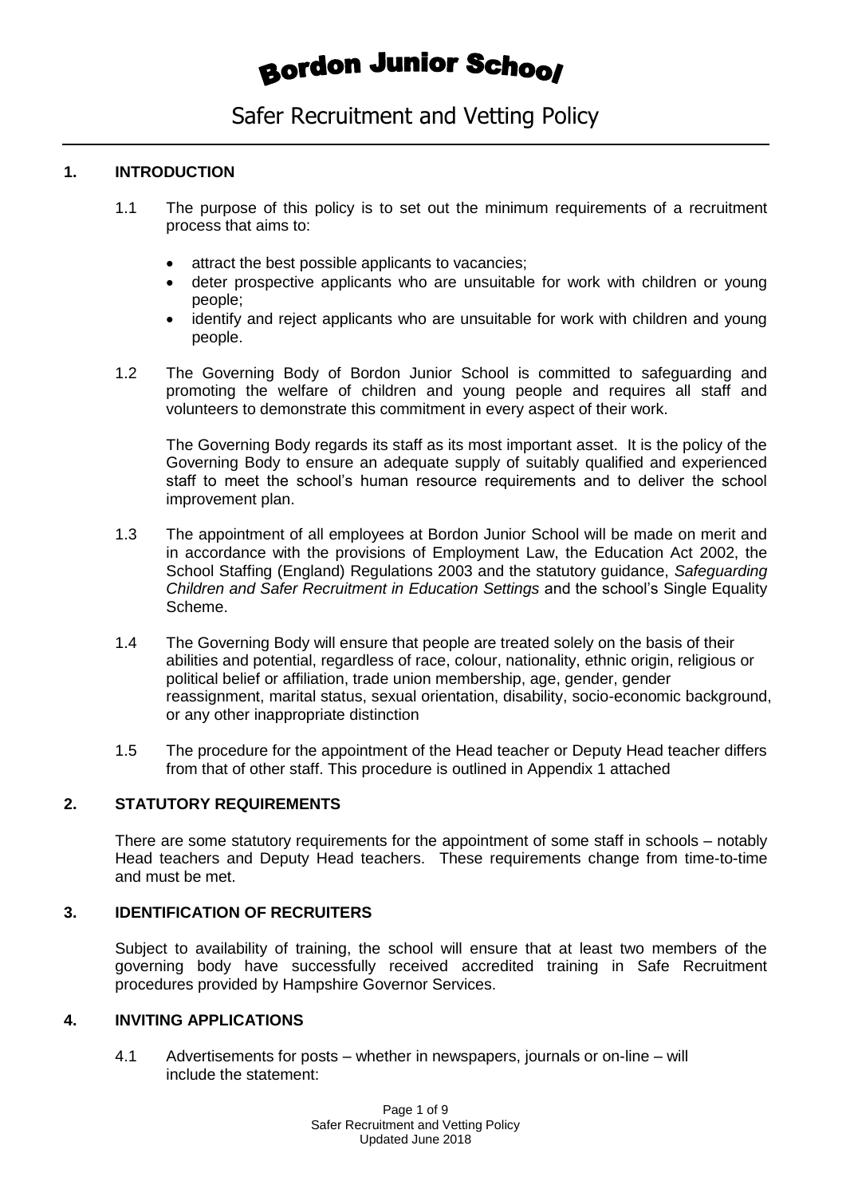# Bordon Junior School

## Safer Recruitment and Vetting Policy

### 1. INTRODUCTION

1.1 The purpose of this policy is to set out the minimum requirements of a recruitment process that aims to:

- attract the best possible applicants to vacancies;
- deter prospective applicants who are unsuitable for work with children or young people;
- identify and reject applicants who are unsuitable for work with children and young people.

1.2 The Governing Body of Bordon Junior School is committed to safeguarding and promoting the welfare of children and young people and requires all staff and volunteers to demonstrate this commitment in every aspect of their work.

The Governing Body regards its staff as its most important asset. It is the policy of the Governing Body to ensure an adequate supply of suitably qualified and experienced staff to meet the school's human resource requirements and to deliver the school improvement plan.

1.3 The appointment of all employees at Bordon Junior School will be made on merit and in accordance with the provisions of Employment Law, the Education Act 2002, the School Staffing (England) Regulations 2003 and the statutory guidance, *Safeguarding Children and Safer Recruitment in Education Settings* and the school's Single Equality Scheme.

1.4 The Governing Body will ensure that people are treated solely on the basis of their abilities and potential, regardless of race, colour, nationality, ethnic origin, religious or political belief or affiliation, trade union membership, age, gender, gender reassignment, marital status, sexual orientation, disability, socio-economic background, or any other inappropriate distinction

1.5 The procedure for the appointment of the Head teacher or Deputy Head teacher differs from that of other staff. This procedure is outlined in Appendix 1 attached

### 2. STATUTORY REQUIREMENTS

There are some statutory requirements for the appointment of some staff in schools – notably Head teachers and Deputy Head teachers. These requirements change from time-to-time and must be met.

### 3. IDENTIFICATION OF RECRUITERS

Subject to availability of training, the school will ensure that at least two members of the governing body have successfully received accredited training in Safe Recruitment procedures provided by Hampshire Governor Services.

### 4. INVITING APPLICATIONS

4.1 Advertisements for posts – whether in newspapers, journals or on-line – will include the statement: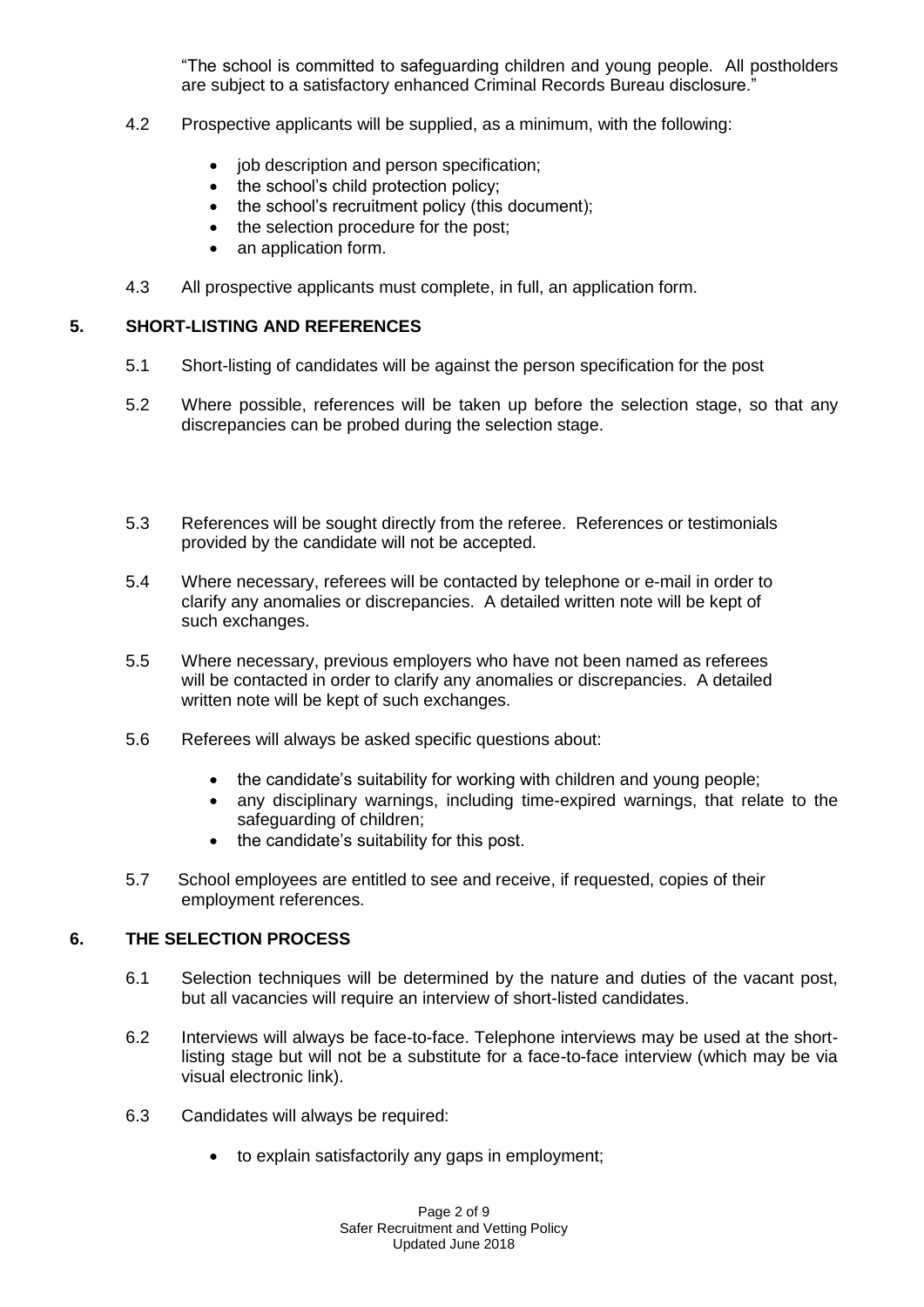"The school is committed to safeguarding children and young people. All postholders are subject to a satisfactory enhanced Criminal Records Bureau disclosure."

4.2 Prospective applicants will be supplied, as a minimum, with the following:

- job description and person specification;
- the school's child protection policy;
- the school's recruitment policy (this document);
- the selection procedure for the post;
- an application form.

4.3 All prospective applicants must complete, in full, an application form.

## 5. SHORT-LISTING AND REFERENCES

5.1 Short-listing of candidates will be against the person specification for the post

5.2 Where possible, references will be taken up before the selection stage, so that any discrepancies can be probed during the selection stage.

5.3 References will be sought directly from the referee. References or testimonials provided by the candidate will not be accepted.

5.4 Where necessary, referees will be contacted by telephone or e-mail in order to clarify any anomalies or discrepancies. A detailed written note will be kept of such exchanges.

5.5 Where necessary, previous employers who have not been named as referees will be contacted in order to clarify any anomalies or discrepancies. A detailed written note will be kept of such exchanges.

5.6 Referees will always be asked specific questions about:

- the candidate's suitability for working with children and young people;
- any disciplinary warnings, including time-expired warnings, that relate to the safeguarding of children;
- the candidate's suitability for this post.

5.7 School employees are entitled to see and receive, if requested, copies of their employment references.

## 6. THE SELECTION PROCESS

6.1 Selection techniques will be determined by the nature and duties of the vacant post, but all vacancies will require an interview of short-listed candidates.

6.2 Interviews will always be face-to-face. Telephone interviews may be used at the short-listing stage but will not be a substitute for a face-to-face interview (which may be via visual electronic link).

6.3 Candidates will always be required:

- to explain satisfactorily any gaps in employment;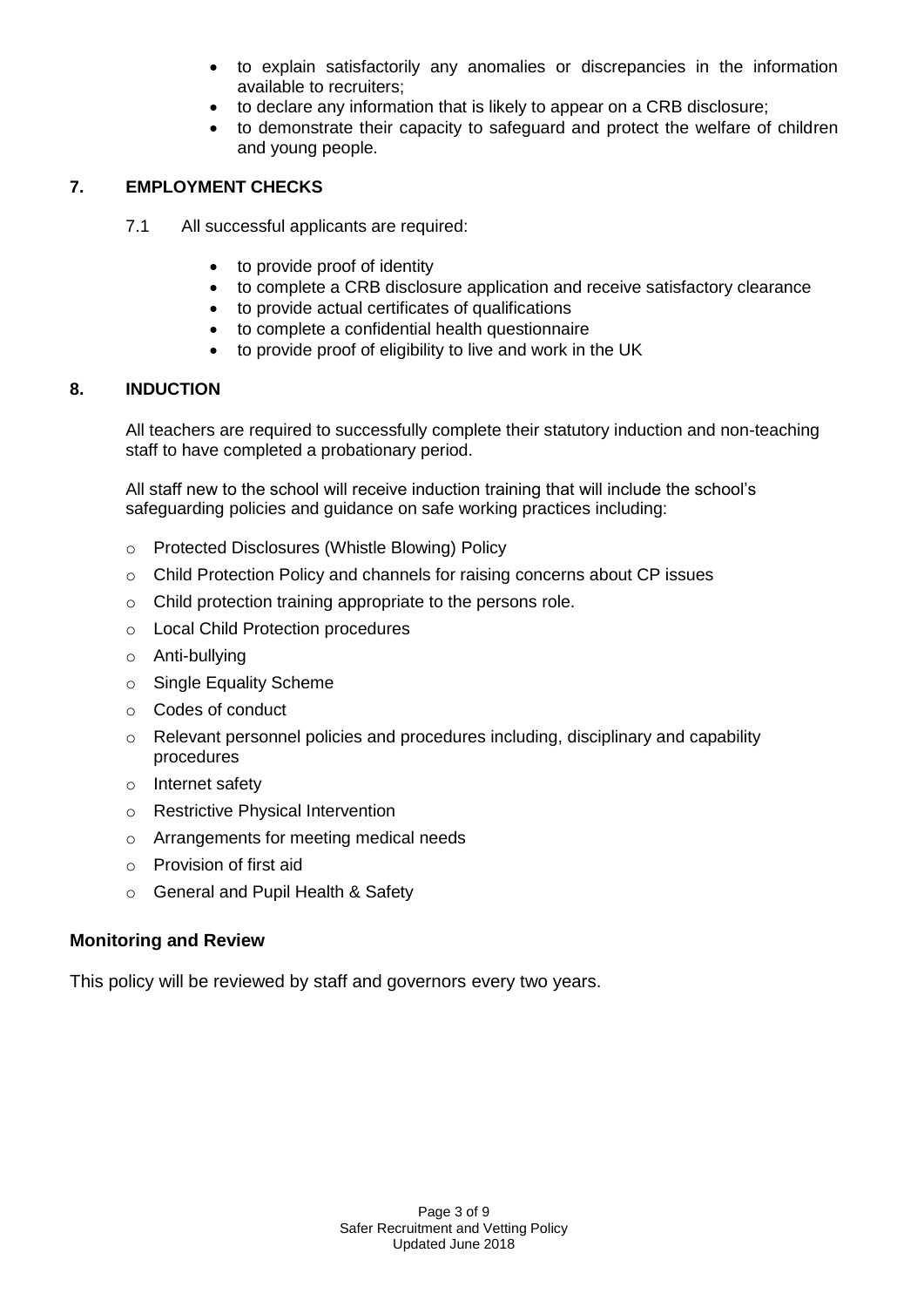- to explain satisfactorily any anomalies or discrepancies in the information available to recruiters;
- to declare any information that is likely to appear on a CRB disclosure;
- to demonstrate their capacity to safeguard and protect the welfare of children and young people.

## 7. EMPLOYMENT CHECKS

7.1 All successful applicants are required:

- to provide proof of identity
- to complete a CRB disclosure application and receive satisfactory clearance
- to provide actual certificates of qualifications
- to complete a confidential health questionnaire
- to provide proof of eligibility to live and work in the UK

## 8. INDUCTION

All teachers are required to successfully complete their statutory induction and non-teaching staff to have completed a probationary period.

All staff new to the school will receive induction training that will include the school's safeguarding policies and guidance on safe working practices including:

- Protected Disclosures (Whistle Blowing) Policy
- Child Protection Policy and channels for raising concerns about CP issues
- Child protection training appropriate to the persons role.
- Local Child Protection procedures
- Anti-bullying
- Single Equality Scheme
- Codes of conduct
- Relevant personnel policies and procedures including, disciplinary and capability procedures
- Internet safety
- Restrictive Physical Intervention
- Arrangements for meeting medical needs
- Provision of first aid
- General and Pupil Health & Safety

## Monitoring and Review

This policy will be reviewed by staff and governors every two years.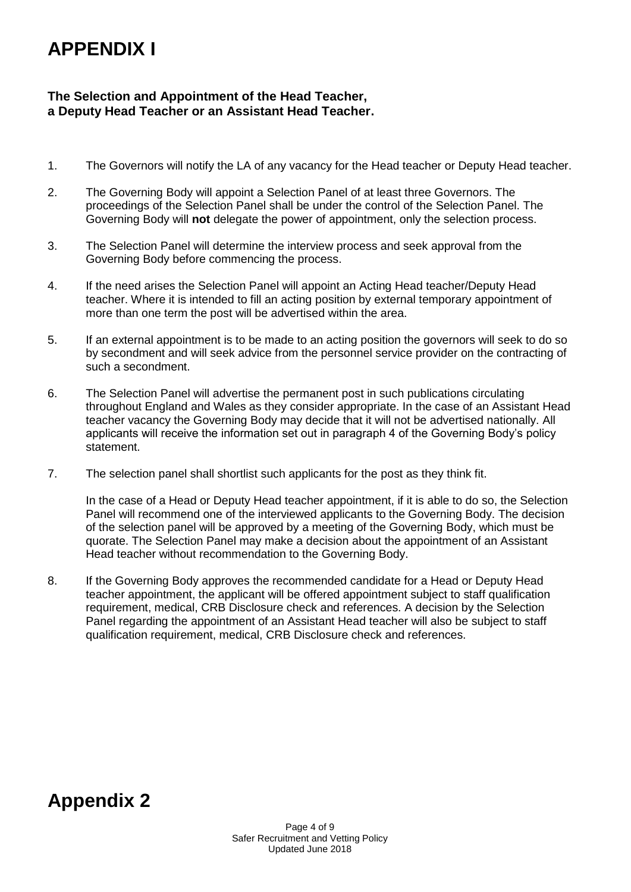# APPENDIX I

**The Selection and Appointment of the Head Teacher, a Deputy Head Teacher or an Assistant Head Teacher.**

1. The Governors will notify the LA of any vacancy for the Head teacher or Deputy Head teacher.

2. The Governing Body will appoint a Selection Panel of at least three Governors. The proceedings of the Selection Panel shall be under the control of the Selection Panel. The Governing Body will **not** delegate the power of appointment, only the selection process.

3. The Selection Panel will determine the interview process and seek approval from the Governing Body before commencing the process.

4. If the need arises the Selection Panel will appoint an Acting Head teacher/Deputy Head teacher. Where it is intended to fill an acting position by external temporary appointment of more than one term the post will be advertised within the area.

5. If an external appointment is to be made to an acting position the governors will seek to do so by secondment and will seek advice from the personnel service provider on the contracting of such a secondment.

6. The Selection Panel will advertise the permanent post in such publications circulating throughout England and Wales as they consider appropriate. In the case of an Assistant Head teacher vacancy the Governing Body may decide that it will not be advertised nationally. All applicants will receive the information set out in paragraph 4 of the Governing Body's policy statement.

7. The selection panel shall shortlist such applicants for the post as they think fit.

   In the case of a Head or Deputy Head teacher appointment, if it is able to do so, the Selection Panel will recommend one of the interviewed applicants to the Governing Body. The decision of the selection panel will be approved by a meeting of the Governing Body, which must be quorate. The Selection Panel may make a decision about the appointment of an Assistant Head teacher without recommendation to the Governing Body.

8. If the Governing Body approves the recommended candidate for a Head or Deputy Head teacher appointment, the applicant will be offered appointment subject to staff qualification requirement, medical, CRB Disclosure check and references. A decision by the Selection Panel regarding the appointment of an Assistant Head teacher will also be subject to staff qualification requirement, medical, CRB Disclosure check and references.

# Appendix 2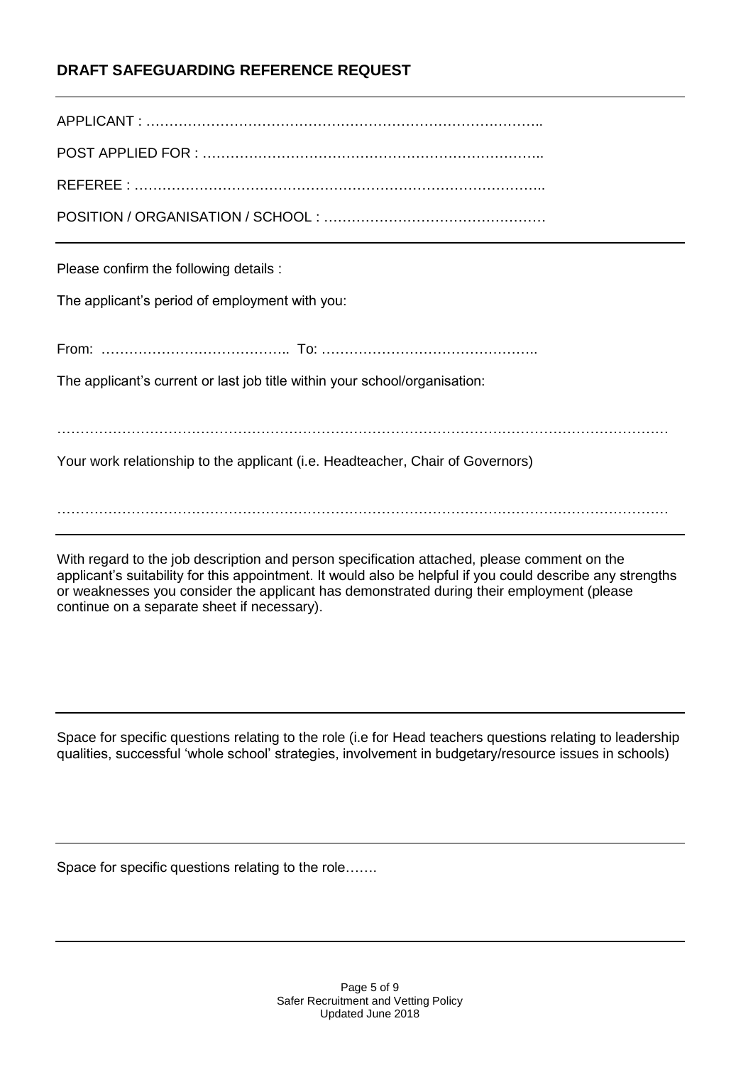## DRAFT SAFEGUARDING REFERENCE REQUEST

---

APPLICANT : …………………………………………………………………………..

POST APPLIED FOR : ………………………………………………………………..

REFEREE : …………………………………………………………………………..

POSITION / ORGANISATION / SCHOOL : …………………………………………

---

Please confirm the following details :

The applicant's period of employment with you:

From: ………………………………….. To: ………………………………………..

The applicant's current or last job title within your school/organisation:

……………………………………………………………………………………………………………

Your work relationship to the applicant (i.e. Headteacher, Chair of Governors)

……………………………………………………………………………………………………………

---

With regard to the job description and person specification attached, please comment on the applicant's suitability for this appointment. It would also be helpful if you could describe any strengths or weaknesses you consider the applicant has demonstrated during their employment (please continue on a separate sheet if necessary).

---

Space for specific questions relating to the role (i.e for Head teachers questions relating to leadership qualities, successful 'whole school' strategies, involvement in budgetary/resource issues in schools)

---

Space for specific questions relating to the role…….

---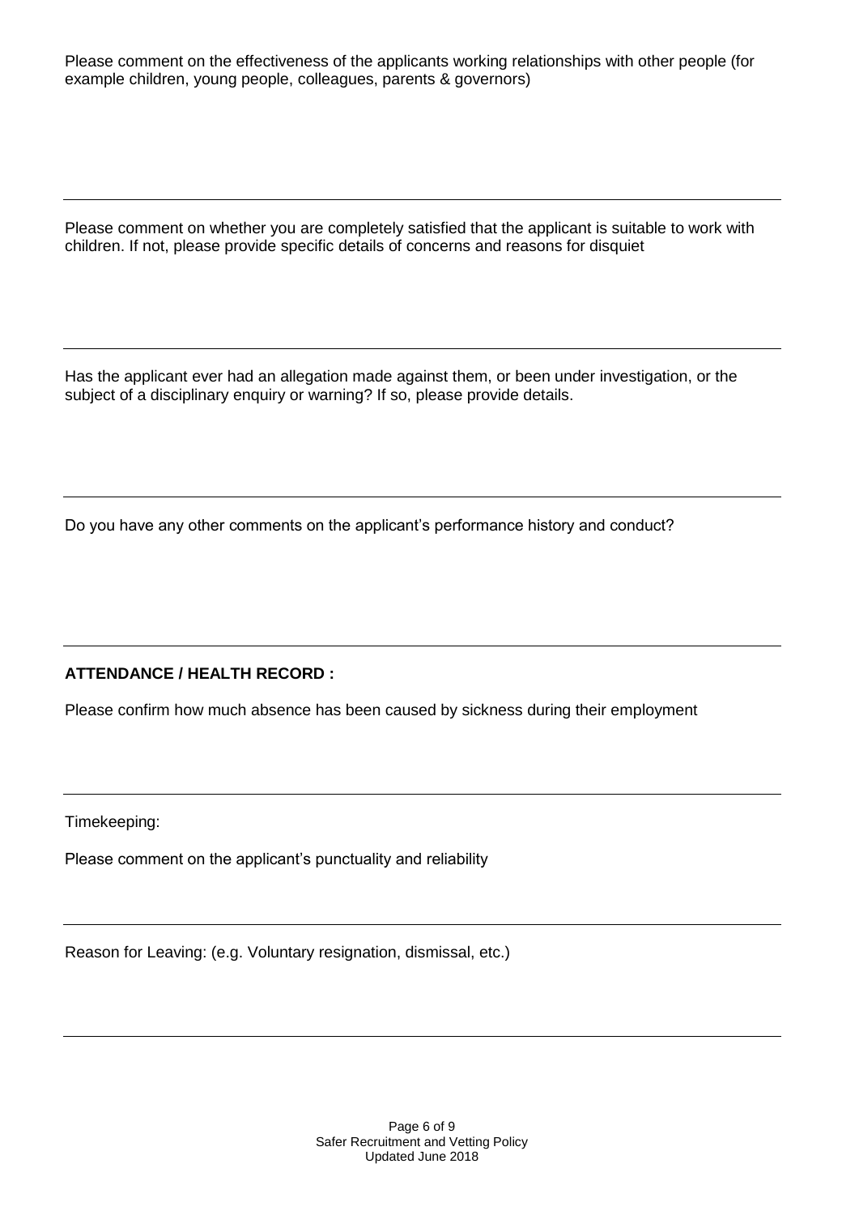Please comment on the effectiveness of the applicants working relationships with other people (for example children, young people, colleagues, parents & governors)

---

Please comment on whether you are completely satisfied that the applicant is suitable to work with children. If not, please provide specific details of concerns and reasons for disquiet

---

Has the applicant ever had an allegation made against them, or been under investigation, or the subject of a disciplinary enquiry or warning? If so, please provide details.

---

Do you have any other comments on the applicant's performance history and conduct?

---

**ATTENDANCE / HEALTH RECORD :**

Please confirm how much absence has been caused by sickness during their employment

---

Timekeeping:

Please comment on the applicant's punctuality and reliability

---

Reason for Leaving: (e.g. Voluntary resignation, dismissal, etc.)

---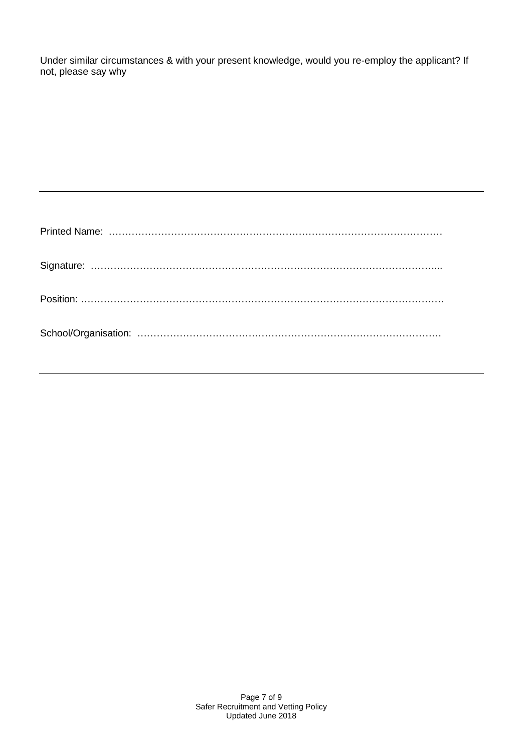Under similar circumstances & with your present knowledge, would you re-employ the applicant? If not, please say why

---

Printed Name: ……………………………………………………………………………………….

Signature: ……………………………………………………………………………………………...

Position: …………………………………………………………………………………………………

School/Organisation: ………………………………………………………………………………….

---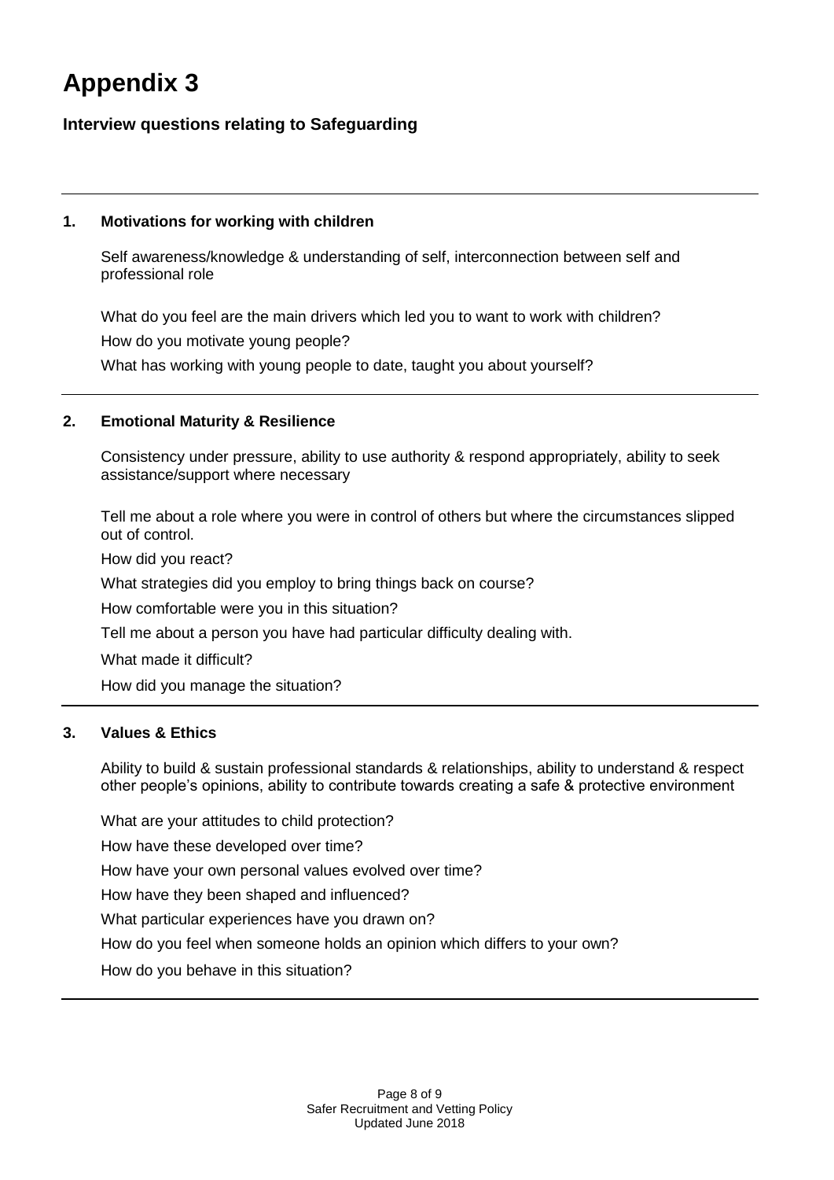# Appendix 3

### Interview questions relating to Safeguarding

---

### 1. Motivations for working with children

Self awareness/knowledge & understanding of self, interconnection between self and professional role

What do you feel are the main drivers which led you to want to work with children?

How do you motivate young people?

What has working with young people to date, taught you about yourself?

---

### 2. Emotional Maturity & Resilience

Consistency under pressure, ability to use authority & respond appropriately, ability to seek assistance/support where necessary

Tell me about a role where you were in control of others but where the circumstances slipped out of control.

How did you react?

What strategies did you employ to bring things back on course?

How comfortable were you in this situation?

Tell me about a person you have had particular difficulty dealing with.

What made it difficult?

How did you manage the situation?

---

### 3. Values & Ethics

Ability to build & sustain professional standards & relationships, ability to understand & respect other people's opinions, ability to contribute towards creating a safe & protective environment

What are your attitudes to child protection?

How have these developed over time?

How have your own personal values evolved over time?

How have they been shaped and influenced?

What particular experiences have you drawn on?

How do you feel when someone holds an opinion which differs to your own?

How do you behave in this situation?

---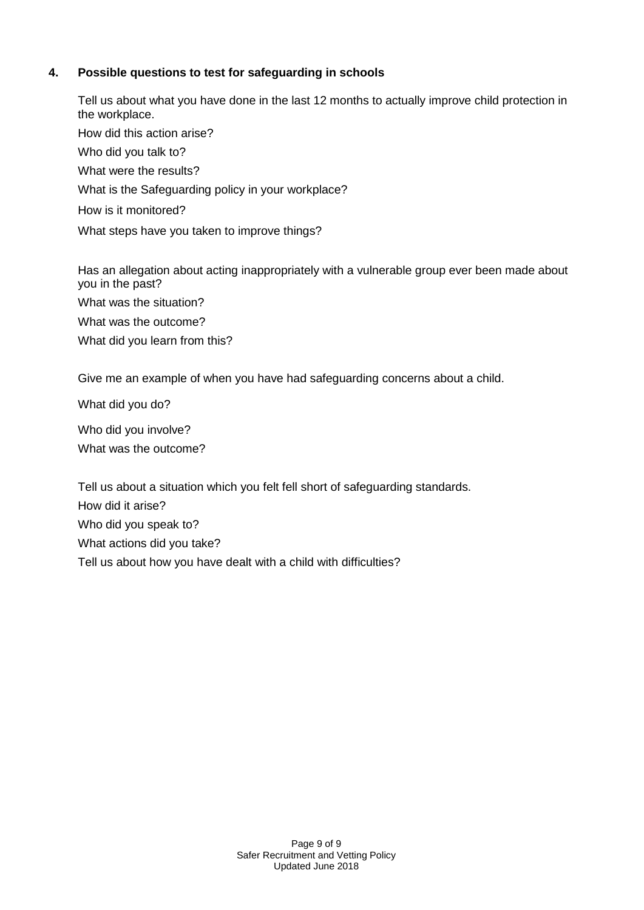## 4. Possible questions to test for safeguarding in schools

Tell us about what you have done in the last 12 months to actually improve child protection in the workplace.

How did this action arise?

Who did you talk to?

What were the results?

What is the Safeguarding policy in your workplace?

How is it monitored?

What steps have you taken to improve things?

Has an allegation about acting inappropriately with a vulnerable group ever been made about you in the past?

What was the situation?

What was the outcome?

What did you learn from this?

Give me an example of when you have had safeguarding concerns about a child.

What did you do?

Who did you involve?

What was the outcome?

Tell us about a situation which you felt fell short of safeguarding standards.

How did it arise?

Who did you speak to?

What actions did you take?

Tell us about how you have dealt with a child with difficulties?